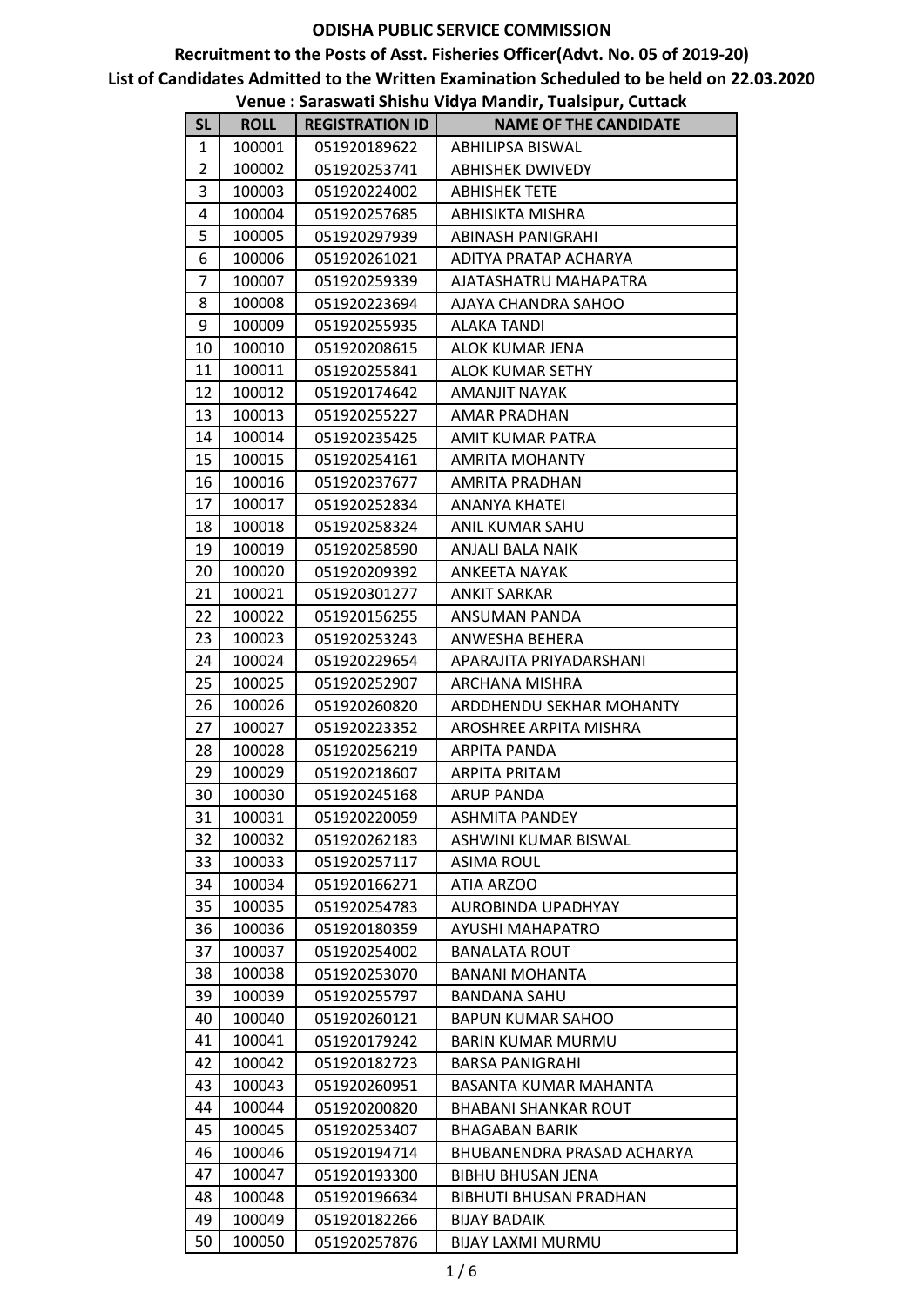# ODISHA PUBLIC SERVICE COMMISSION

## Recruitment to the Posts of Asst. Fisheries Officer(Advt. No. 05 of 2019-20)

## List of Candidates Admitted to the Written Examination Scheduled to be held on 22.03.2020

## Venue : Saraswati Shishu Vidya Mandir, Tualsipur, Cuttack

| SL | ROLL | REGISTRATION ID | NAME OF THE CANDIDATE |
|---|---|---|---|
| 1 | 100001 | 051920189622 | ABHILIPSA BISWAL |
| 2 | 100002 | 051920253741 | ABHISHEK DWIVEDY |
| 3 | 100003 | 051920224002 | ABHISHEK TETE |
| 4 | 100004 | 051920257685 | ABHISIKTA MISHRA |
| 5 | 100005 | 051920297939 | ABINASH PANIGRAHI |
| 6 | 100006 | 051920261021 | ADITYA PRATAP ACHARYA |
| 7 | 100007 | 051920259339 | AJATASHATRU MAHAPATRA |
| 8 | 100008 | 051920223694 | AJAYA CHANDRA SAHOO |
| 9 | 100009 | 051920255935 | ALAKA TANDI |
| 10 | 100010 | 051920208615 | ALOK KUMAR JENA |
| 11 | 100011 | 051920255841 | ALOK KUMAR SETHY |
| 12 | 100012 | 051920174642 | AMANJIT NAYAK |
| 13 | 100013 | 051920255227 | AMAR PRADHAN |
| 14 | 100014 | 051920235425 | AMIT KUMAR PATRA |
| 15 | 100015 | 051920254161 | AMRITA MOHANTY |
| 16 | 100016 | 051920237677 | AMRITA PRADHAN |
| 17 | 100017 | 051920252834 | ANANYA KHATEI |
| 18 | 100018 | 051920258324 | ANIL KUMAR SAHU |
| 19 | 100019 | 051920258590 | ANJALI BALA NAIK |
| 20 | 100020 | 051920209392 | ANKEETA NAYAK |
| 21 | 100021 | 051920301277 | ANKIT SARKAR |
| 22 | 100022 | 051920156255 | ANSUMAN PANDA |
| 23 | 100023 | 051920253243 | ANWESHA BEHERA |
| 24 | 100024 | 051920229654 | APARAJITA PRIYADARSHANI |
| 25 | 100025 | 051920252907 | ARCHANA MISHRA |
| 26 | 100026 | 051920260820 | ARDDHENDU SEKHAR MOHANTY |
| 27 | 100027 | 051920223352 | AROSHREE ARPITA MISHRA |
| 28 | 100028 | 051920256219 | ARPITA PANDA |
| 29 | 100029 | 051920218607 | ARPITA PRITAM |
| 30 | 100030 | 051920245168 | ARUP PANDA |
| 31 | 100031 | 051920220059 | ASHMITA PANDEY |
| 32 | 100032 | 051920262183 | ASHWINI KUMAR BISWAL |
| 33 | 100033 | 051920257117 | ASIMA ROUL |
| 34 | 100034 | 051920166271 | ATIA ARZOO |
| 35 | 100035 | 051920254783 | AUROBINDA UPADHYAY |
| 36 | 100036 | 051920180359 | AYUSHI MAHAPATRO |
| 37 | 100037 | 051920254002 | BANALATA ROUT |
| 38 | 100038 | 051920253070 | BANANI MOHANTA |
| 39 | 100039 | 051920255797 | BANDANA SAHU |
| 40 | 100040 | 051920260121 | BAPUN KUMAR SAHOO |
| 41 | 100041 | 051920179242 | BARIN KUMAR MURMU |
| 42 | 100042 | 051920182723 | BARSA PANIGRAHI |
| 43 | 100043 | 051920260951 | BASANTA KUMAR MAHANTA |
| 44 | 100044 | 051920200820 | BHABANI SHANKAR ROUT |
| 45 | 100045 | 051920253407 | BHAGABAN BARIK |
| 46 | 100046 | 051920194714 | BHUBANENDRA PRASAD ACHARYA |
| 47 | 100047 | 051920193300 | BIBHU BHUSAN JENA |
| 48 | 100048 | 051920196634 | BIBHUTI BHUSAN PRADHAN |
| 49 | 100049 | 051920182266 | BIJAY BADAIK |
| 50 | 100050 | 051920257876 | BIJAY LAXMI MURMU |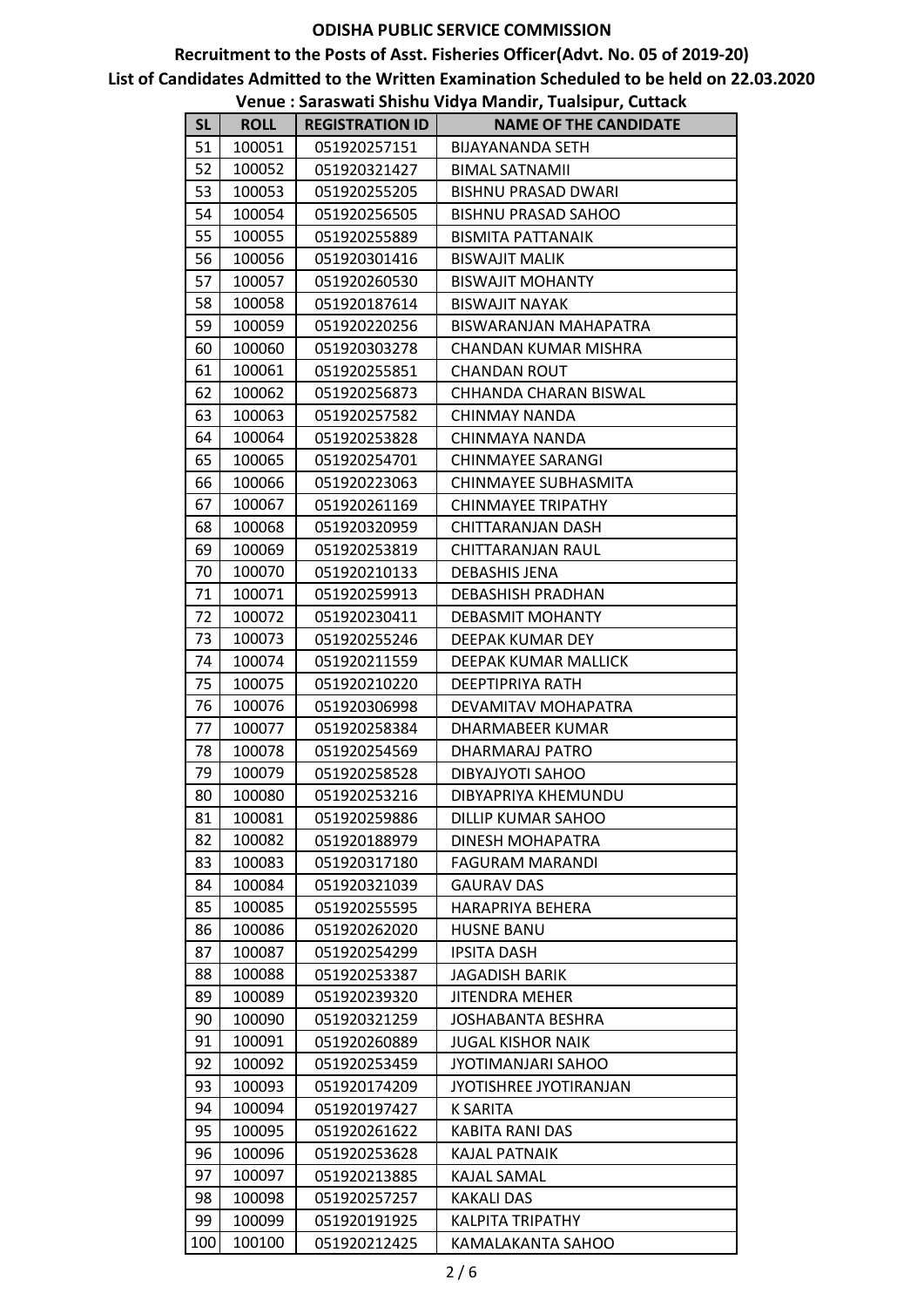# ODISHA PUBLIC SERVICE COMMISSION

## Recruitment to the Posts of Asst. Fisheries Officer(Advt. No. 05 of 2019-20)

## List of Candidates Admitted to the Written Examination Scheduled to be held on 22.03.2020

### Venue : Saraswati Shishu Vidya Mandir, Tualsipur, Cuttack

| SL | ROLL | REGISTRATION ID | NAME OF THE CANDIDATE |
|---|---|---|---|
| 51 | 100051 | 051920257151 | BIJAYANANDA SETH |
| 52 | 100052 | 051920321427 | BIMAL SATNAMII |
| 53 | 100053 | 051920255205 | BISHNU PRASAD DWARI |
| 54 | 100054 | 051920256505 | BISHNU PRASAD SAHOO |
| 55 | 100055 | 051920255889 | BISMITA PATTANAIK |
| 56 | 100056 | 051920301416 | BISWAJIT MALIK |
| 57 | 100057 | 051920260530 | BISWAJIT MOHANTY |
| 58 | 100058 | 051920187614 | BISWAJIT NAYAK |
| 59 | 100059 | 051920220256 | BISWARANJAN MAHAPATRA |
| 60 | 100060 | 051920303278 | CHANDAN KUMAR MISHRA |
| 61 | 100061 | 051920255851 | CHANDAN ROUT |
| 62 | 100062 | 051920256873 | CHHANDA CHARAN BISWAL |
| 63 | 100063 | 051920257582 | CHINMAY NANDA |
| 64 | 100064 | 051920253828 | CHINMAYA NANDA |
| 65 | 100065 | 051920254701 | CHINMAYEE SARANGI |
| 66 | 100066 | 051920223063 | CHINMAYEE SUBHASMITA |
| 67 | 100067 | 051920261169 | CHINMAYEE TRIPATHY |
| 68 | 100068 | 051920320959 | CHITTARANJAN DASH |
| 69 | 100069 | 051920253819 | CHITTARANJAN RAUL |
| 70 | 100070 | 051920210133 | DEBASHIS JENA |
| 71 | 100071 | 051920259913 | DEBASHISH PRADHAN |
| 72 | 100072 | 051920230411 | DEBASMIT MOHANTY |
| 73 | 100073 | 051920255246 | DEEPAK KUMAR DEY |
| 74 | 100074 | 051920211559 | DEEPAK KUMAR MALLICK |
| 75 | 100075 | 051920210220 | DEEPTIPRIYA RATH |
| 76 | 100076 | 051920306998 | DEVAMITAV MOHAPATRA |
| 77 | 100077 | 051920258384 | DHARMABEER KUMAR |
| 78 | 100078 | 051920254569 | DHARMARAJ PATRO |
| 79 | 100079 | 051920258528 | DIBYAJYOTI SAHOO |
| 80 | 100080 | 051920253216 | DIBYAPRIYA KHEMUNDU |
| 81 | 100081 | 051920259886 | DILLIP KUMAR SAHOO |
| 82 | 100082 | 051920188979 | DINESH MOHAPATRA |
| 83 | 100083 | 051920317180 | FAGURAM MARANDI |
| 84 | 100084 | 051920321039 | GAURAV DAS |
| 85 | 100085 | 051920255595 | HARAPRIYA BEHERA |
| 86 | 100086 | 051920262020 | HUSNE BANU |
| 87 | 100087 | 051920254299 | IPSITA DASH |
| 88 | 100088 | 051920253387 | JAGADISH BARIK |
| 89 | 100089 | 051920239320 | JITENDRA MEHER |
| 90 | 100090 | 051920321259 | JOSHABANTA BESHRA |
| 91 | 100091 | 051920260889 | JUGAL KISHOR NAIK |
| 92 | 100092 | 051920253459 | JYOTIMANJARI SAHOO |
| 93 | 100093 | 051920174209 | JYOTISHREE JYOTIRANJAN |
| 94 | 100094 | 051920197427 | K SARITA |
| 95 | 100095 | 051920261622 | KABITA RANI DAS |
| 96 | 100096 | 051920253628 | KAJAL PATNAIK |
| 97 | 100097 | 051920213885 | KAJAL SAMAL |
| 98 | 100098 | 051920257257 | KAKALI DAS |
| 99 | 100099 | 051920191925 | KALPITA TRIPATHY |
| 100 | 100100 | 051920212425 | KAMALAKANTA SAHOO |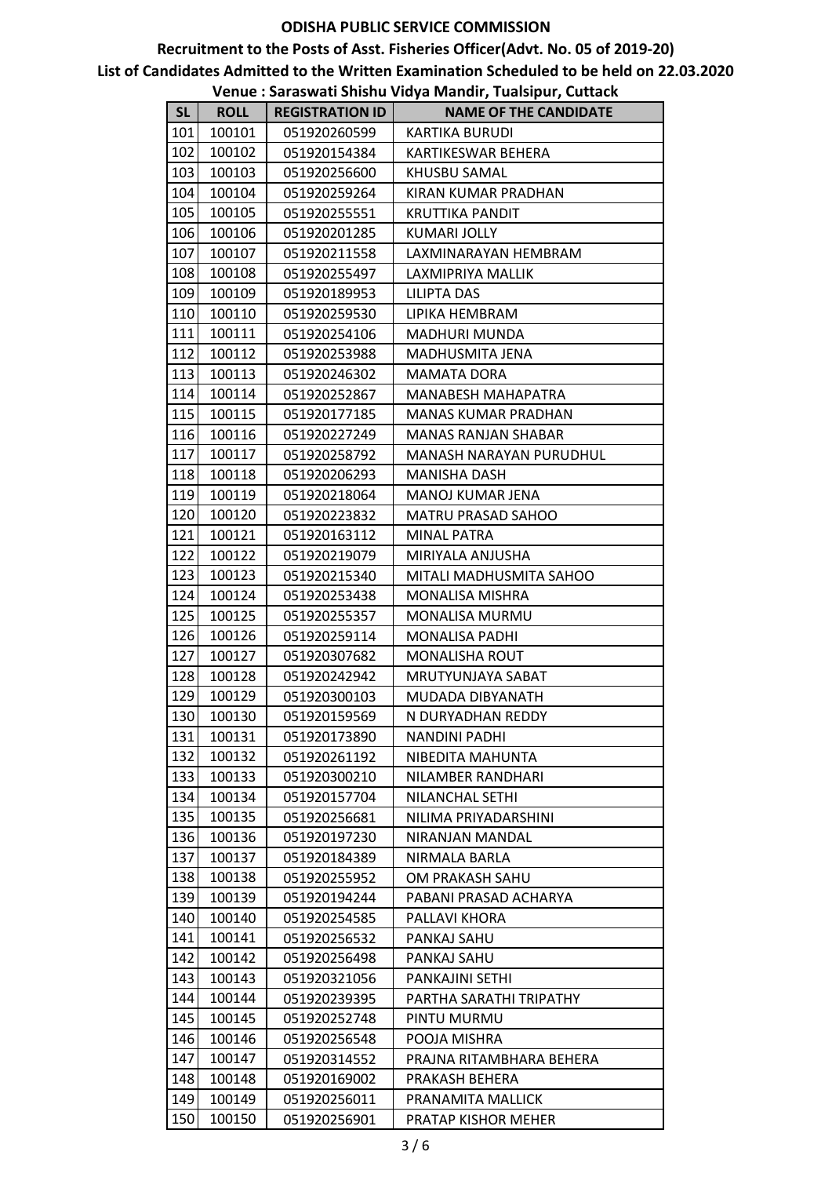# ODISHA PUBLIC SERVICE COMMISSION

## Recruitment to the Posts of Asst. Fisheries Officer(Advt. No. 05 of 2019-20)

## List of Candidates Admitted to the Written Examination Scheduled to be held on 22.03.2020

### Venue : Saraswati Shishu Vidya Mandir, Tualsipur, Cuttack

| SL | ROLL | REGISTRATION ID | NAME OF THE CANDIDATE |
|---|---|---|---|
| 101 | 100101 | 051920260599 | KARTIKA BURUDI |
| 102 | 100102 | 051920154384 | KARTIKESWAR BEHERA |
| 103 | 100103 | 051920256600 | KHUSBU SAMAL |
| 104 | 100104 | 051920259264 | KIRAN KUMAR PRADHAN |
| 105 | 100105 | 051920255551 | KRUTTIKA PANDIT |
| 106 | 100106 | 051920201285 | KUMARI JOLLY |
| 107 | 100107 | 051920211558 | LAXMINARAYAN HEMBRAM |
| 108 | 100108 | 051920255497 | LAXMIPRIYA MALLIK |
| 109 | 100109 | 051920189953 | LILIPTA DAS |
| 110 | 100110 | 051920259530 | LIPIKA HEMBRAM |
| 111 | 100111 | 051920254106 | MADHURI MUNDA |
| 112 | 100112 | 051920253988 | MADHUSMITA JENA |
| 113 | 100113 | 051920246302 | MAMATA DORA |
| 114 | 100114 | 051920252867 | MANABESH MAHAPATRA |
| 115 | 100115 | 051920177185 | MANAS KUMAR PRADHAN |
| 116 | 100116 | 051920227249 | MANAS RANJAN SHABAR |
| 117 | 100117 | 051920258792 | MANASH NARAYAN PURUDHUL |
| 118 | 100118 | 051920206293 | MANISHA DASH |
| 119 | 100119 | 051920218064 | MANOJ KUMAR JENA |
| 120 | 100120 | 051920223832 | MATRU PRASAD SAHOO |
| 121 | 100121 | 051920163112 | MINAL PATRA |
| 122 | 100122 | 051920219079 | MIRIYALA ANJUSHA |
| 123 | 100123 | 051920215340 | MITALI MADHUSMITA SAHOO |
| 124 | 100124 | 051920253438 | MONALISA MISHRA |
| 125 | 100125 | 051920255357 | MONALISA MURMU |
| 126 | 100126 | 051920259114 | MONALISA PADHI |
| 127 | 100127 | 051920307682 | MONALISHA ROUT |
| 128 | 100128 | 051920242942 | MRUTYUNJAYA SABAT |
| 129 | 100129 | 051920300103 | MUDADA DIBYANATH |
| 130 | 100130 | 051920159569 | N DURYADHAN REDDY |
| 131 | 100131 | 051920173890 | NANDINI PADHI |
| 132 | 100132 | 051920261192 | NIBEDITA MAHUNTA |
| 133 | 100133 | 051920300210 | NILAMBER RANDHARI |
| 134 | 100134 | 051920157704 | NILANCHAL SETHI |
| 135 | 100135 | 051920256681 | NILIMA PRIYADARSHINI |
| 136 | 100136 | 051920197230 | NIRANJAN MANDAL |
| 137 | 100137 | 051920184389 | NIRMALA BARLA |
| 138 | 100138 | 051920255952 | OM PRAKASH SAHU |
| 139 | 100139 | 051920194244 | PABANI PRASAD ACHARYA |
| 140 | 100140 | 051920254585 | PALLAVI KHORA |
| 141 | 100141 | 051920256532 | PANKAJ SAHU |
| 142 | 100142 | 051920256498 | PANKAJ SAHU |
| 143 | 100143 | 051920321056 | PANKAJINI SETHI |
| 144 | 100144 | 051920239395 | PARTHA SARATHI TRIPATHY |
| 145 | 100145 | 051920252748 | PINTU MURMU |
| 146 | 100146 | 051920256548 | POOJA MISHRA |
| 147 | 100147 | 051920314552 | PRAJNA RITAMBHARA BEHERA |
| 148 | 100148 | 051920169002 | PRAKASH BEHERA |
| 149 | 100149 | 051920256011 | PRANAMITA MALLICK |
| 150 | 100150 | 051920256901 | PRATAP KISHOR MEHER |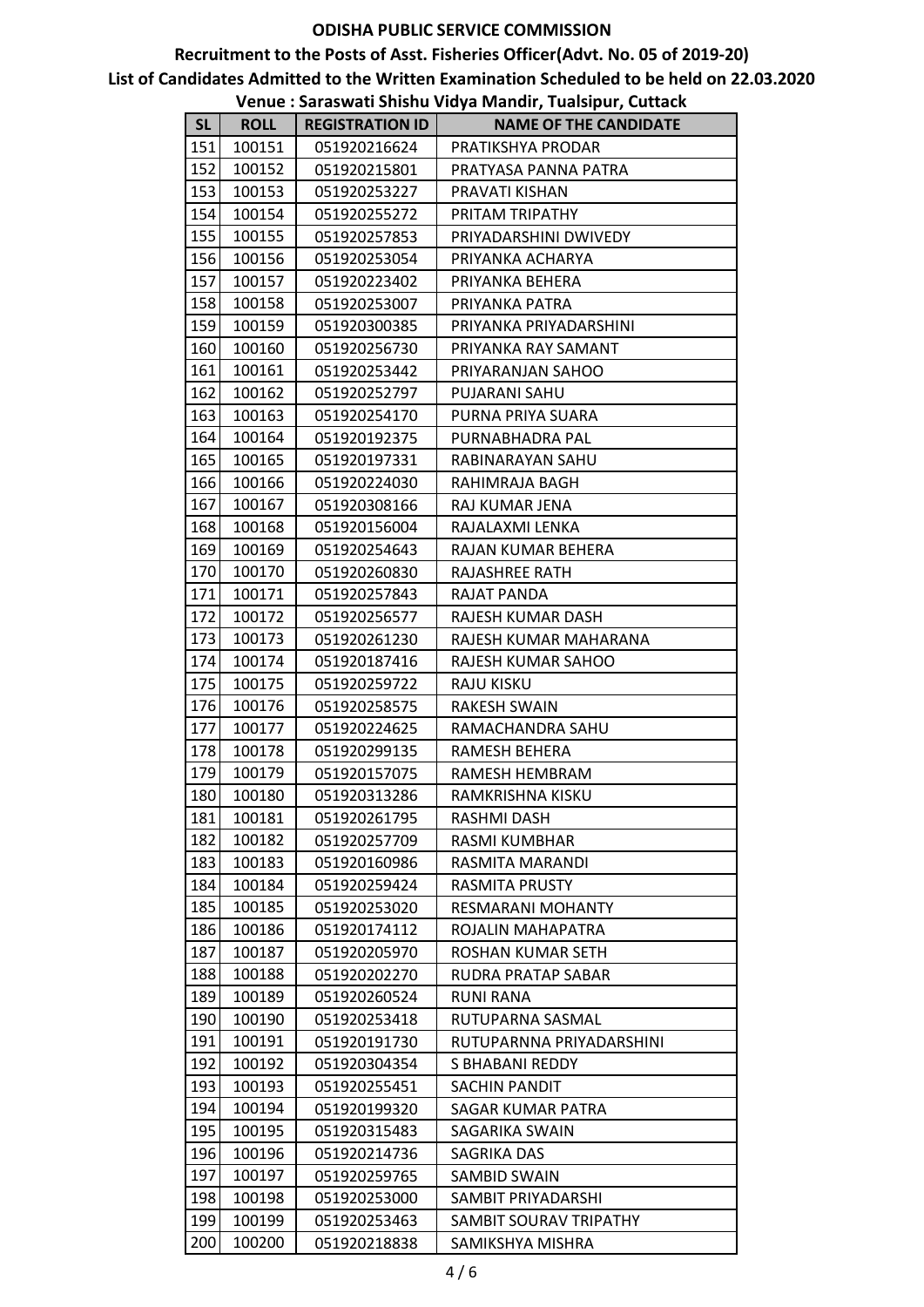**ODISHA PUBLIC SERVICE COMMISSION**

**Recruitment to the Posts of Asst. Fisheries Officer(Advt. No. 05 of 2019-20)**

**List of Candidates Admitted to the Written Examination Scheduled to be held on 22.03.2020**

**Venue : Saraswati Shishu Vidya Mandir, Tualsipur, Cuttack**

| SL | ROLL | REGISTRATION ID | NAME OF THE CANDIDATE |
|---|---|---|---|
| 151 | 100151 | 051920216624 | PRATIKSHYA PRODAR |
| 152 | 100152 | 051920215801 | PRATYASA PANNA PATRA |
| 153 | 100153 | 051920253227 | PRAVATI KISHAN |
| 154 | 100154 | 051920255272 | PRITAM TRIPATHY |
| 155 | 100155 | 051920257853 | PRIYADARSHINI DWIVEDY |
| 156 | 100156 | 051920253054 | PRIYANKA ACHARYA |
| 157 | 100157 | 051920223402 | PRIYANKA BEHERA |
| 158 | 100158 | 051920253007 | PRIYANKA PATRA |
| 159 | 100159 | 051920300385 | PRIYANKA PRIYADARSHINI |
| 160 | 100160 | 051920256730 | PRIYANKA RAY SAMANT |
| 161 | 100161 | 051920253442 | PRIYARANJAN SAHOO |
| 162 | 100162 | 051920252797 | PUJARANI SAHU |
| 163 | 100163 | 051920254170 | PURNA PRIYA SUARA |
| 164 | 100164 | 051920192375 | PURNABHADRA PAL |
| 165 | 100165 | 051920197331 | RABINARAYAN SAHU |
| 166 | 100166 | 051920224030 | RAHIMRAJA BAGH |
| 167 | 100167 | 051920308166 | RAJ KUMAR JENA |
| 168 | 100168 | 051920156004 | RAJALAXMI LENKA |
| 169 | 100169 | 051920254643 | RAJAN KUMAR BEHERA |
| 170 | 100170 | 051920260830 | RAJASHREE RATH |
| 171 | 100171 | 051920257843 | RAJAT PANDA |
| 172 | 100172 | 051920256577 | RAJESH KUMAR DASH |
| 173 | 100173 | 051920261230 | RAJESH KUMAR MAHARANA |
| 174 | 100174 | 051920187416 | RAJESH KUMAR SAHOO |
| 175 | 100175 | 051920259722 | RAJU KISKU |
| 176 | 100176 | 051920258575 | RAKESH SWAIN |
| 177 | 100177 | 051920224625 | RAMACHANDRA SAHU |
| 178 | 100178 | 051920299135 | RAMESH BEHERA |
| 179 | 100179 | 051920157075 | RAMESH HEMBRAM |
| 180 | 100180 | 051920313286 | RAMKRISHNA KISKU |
| 181 | 100181 | 051920261795 | RASHMI DASH |
| 182 | 100182 | 051920257709 | RASMI KUMBHAR |
| 183 | 100183 | 051920160986 | RASMITA MARANDI |
| 184 | 100184 | 051920259424 | RASMITA PRUSTY |
| 185 | 100185 | 051920253020 | RESMARANI MOHANTY |
| 186 | 100186 | 051920174112 | ROJALIN MAHAPATRA |
| 187 | 100187 | 051920205970 | ROSHAN KUMAR SETH |
| 188 | 100188 | 051920202270 | RUDRA PRATAP SABAR |
| 189 | 100189 | 051920260524 | RUNI RANA |
| 190 | 100190 | 051920253418 | RUTUPARNA SASMAL |
| 191 | 100191 | 051920191730 | RUTUPARNNA PRIYADARSHINI |
| 192 | 100192 | 051920304354 | S BHABANI REDDY |
| 193 | 100193 | 051920255451 | SACHIN PANDIT |
| 194 | 100194 | 051920199320 | SAGAR KUMAR PATRA |
| 195 | 100195 | 051920315483 | SAGARIKA SWAIN |
| 196 | 100196 | 051920214736 | SAGRIKA DAS |
| 197 | 100197 | 051920259765 | SAMBID SWAIN |
| 198 | 100198 | 051920253000 | SAMBIT PRIYADARSHI |
| 199 | 100199 | 051920253463 | SAMBIT SOURAV TRIPATHY |
| 200 | 100200 | 051920218838 | SAMIKSHYA MISHRA |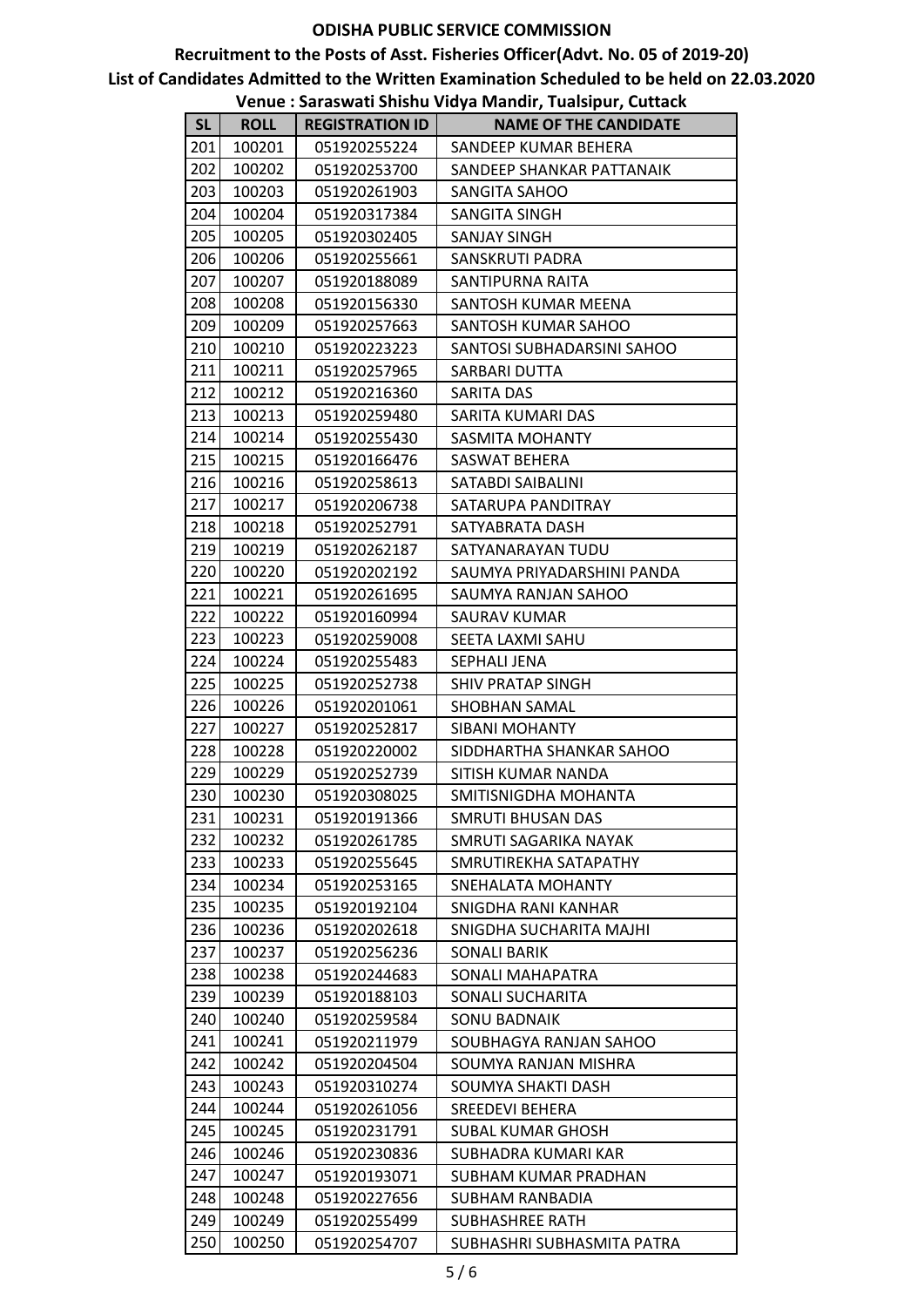# ODISHA PUBLIC SERVICE COMMISSION

## Recruitment to the Posts of Asst. Fisheries Officer(Advt. No. 05 of 2019-20)

## List of Candidates Admitted to the Written Examination Scheduled to be held on 22.03.2020

### Venue : Saraswati Shishu Vidya Mandir, Tualsipur, Cuttack

| SL | ROLL | REGISTRATION ID | NAME OF THE CANDIDATE |
|---|---|---|---|
| 201 | 100201 | 051920255224 | SANDEEP KUMAR BEHERA |
| 202 | 100202 | 051920253700 | SANDEEP SHANKAR PATTANAIK |
| 203 | 100203 | 051920261903 | SANGITA SAHOO |
| 204 | 100204 | 051920317384 | SANGITA SINGH |
| 205 | 100205 | 051920302405 | SANJAY SINGH |
| 206 | 100206 | 051920255661 | SANSKRUTI PADRA |
| 207 | 100207 | 051920188089 | SANTIPURNA RAITA |
| 208 | 100208 | 051920156330 | SANTOSH KUMAR MEENA |
| 209 | 100209 | 051920257663 | SANTOSH KUMAR SAHOO |
| 210 | 100210 | 051920223223 | SANTOSI SUBHADARSINI SAHOO |
| 211 | 100211 | 051920257965 | SARBARI DUTTA |
| 212 | 100212 | 051920216360 | SARITA DAS |
| 213 | 100213 | 051920259480 | SARITA KUMARI DAS |
| 214 | 100214 | 051920255430 | SASMITA MOHANTY |
| 215 | 100215 | 051920166476 | SASWAT BEHERA |
| 216 | 100216 | 051920258613 | SATABDI SAIBALINI |
| 217 | 100217 | 051920206738 | SATARUPA PANDITRAY |
| 218 | 100218 | 051920252791 | SATYABRATA DASH |
| 219 | 100219 | 051920262187 | SATYANARAYAN TUDU |
| 220 | 100220 | 051920202192 | SAUMYA PRIYADARSHINI PANDA |
| 221 | 100221 | 051920261695 | SAUMYA RANJAN SAHOO |
| 222 | 100222 | 051920160994 | SAURAV KUMAR |
| 223 | 100223 | 051920259008 | SEETA LAXMI SAHU |
| 224 | 100224 | 051920255483 | SEPHALI JENA |
| 225 | 100225 | 051920252738 | SHIV PRATAP SINGH |
| 226 | 100226 | 051920201061 | SHOBHAN SAMAL |
| 227 | 100227 | 051920252817 | SIBANI MOHANTY |
| 228 | 100228 | 051920220002 | SIDDHARTHA SHANKAR SAHOO |
| 229 | 100229 | 051920252739 | SITISH KUMAR NANDA |
| 230 | 100230 | 051920308025 | SMITISNIGDHA MOHANTA |
| 231 | 100231 | 051920191366 | SMRUTI BHUSAN DAS |
| 232 | 100232 | 051920261785 | SMRUTI SAGARIKA NAYAK |
| 233 | 100233 | 051920255645 | SMRUTIREKHA SATAPATHY |
| 234 | 100234 | 051920253165 | SNEHALATA MOHANTY |
| 235 | 100235 | 051920192104 | SNIGDHA RANI KANHAR |
| 236 | 100236 | 051920202618 | SNIGDHA SUCHARITA MAJHI |
| 237 | 100237 | 051920256236 | SONALI BARIK |
| 238 | 100238 | 051920244683 | SONALI MAHAPATRA |
| 239 | 100239 | 051920188103 | SONALI SUCHARITA |
| 240 | 100240 | 051920259584 | SONU BADNAIK |
| 241 | 100241 | 051920211979 | SOUBHAGYA RANJAN SAHOO |
| 242 | 100242 | 051920204504 | SOUMYA RANJAN MISHRA |
| 243 | 100243 | 051920310274 | SOUMYA SHAKTI DASH |
| 244 | 100244 | 051920261056 | SREEDEVI BEHERA |
| 245 | 100245 | 051920231791 | SUBAL KUMAR GHOSH |
| 246 | 100246 | 051920230836 | SUBHADRA KUMARI KAR |
| 247 | 100247 | 051920193071 | SUBHAM KUMAR PRADHAN |
| 248 | 100248 | 051920227656 | SUBHAM RANBADIA |
| 249 | 100249 | 051920255499 | SUBHASHREE RATH |
| 250 | 100250 | 051920254707 | SUBHASHRI SUBHASMITA PATRA |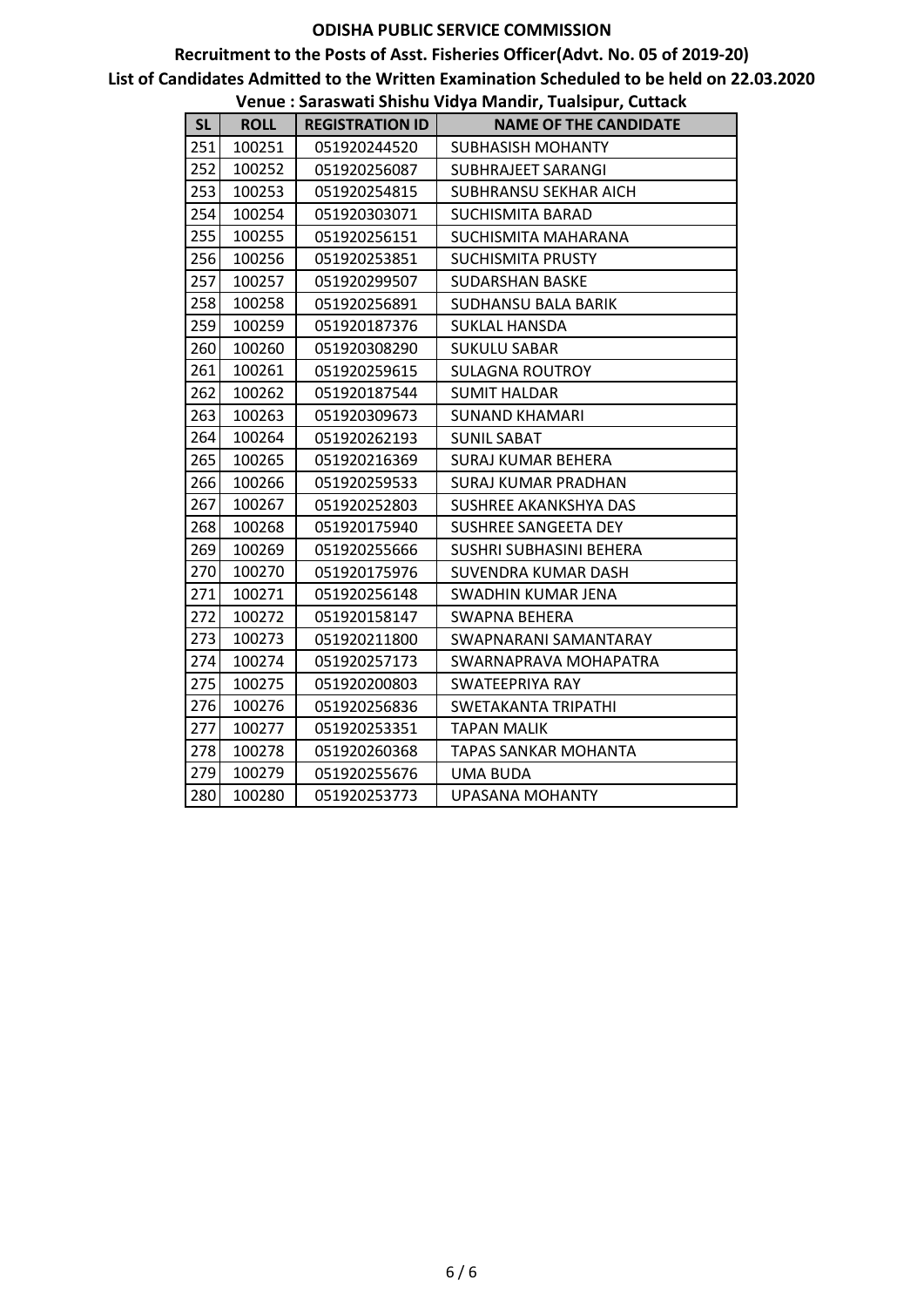**ODISHA PUBLIC SERVICE COMMISSION**

**Recruitment to the Posts of Asst. Fisheries Officer(Advt. No. 05 of 2019-20)**

**List of Candidates Admitted to the Written Examination Scheduled to be held on 22.03.2020**

**Venue : Saraswati Shishu Vidya Mandir, Tualsipur, Cuttack**

| SL | ROLL | REGISTRATION ID | NAME OF THE CANDIDATE |
|---|---|---|---|
| 251 | 100251 | 051920244520 | SUBHASISH MOHANTY |
| 252 | 100252 | 051920256087 | SUBHRAJEET SARANGI |
| 253 | 100253 | 051920254815 | SUBHRANSU SEKHAR AICH |
| 254 | 100254 | 051920303071 | SUCHISMITA BARAD |
| 255 | 100255 | 051920256151 | SUCHISMITA MAHARANA |
| 256 | 100256 | 051920253851 | SUCHISMITA PRUSTY |
| 257 | 100257 | 051920299507 | SUDARSHAN BASKE |
| 258 | 100258 | 051920256891 | SUDHANSU BALA BARIK |
| 259 | 100259 | 051920187376 | SUKLAL HANSDA |
| 260 | 100260 | 051920308290 | SUKULU SABAR |
| 261 | 100261 | 051920259615 | SULAGNA ROUTROY |
| 262 | 100262 | 051920187544 | SUMIT HALDAR |
| 263 | 100263 | 051920309673 | SUNAND KHAMARI |
| 264 | 100264 | 051920262193 | SUNIL SABAT |
| 265 | 100265 | 051920216369 | SURAJ KUMAR BEHERA |
| 266 | 100266 | 051920259533 | SURAJ KUMAR PRADHAN |
| 267 | 100267 | 051920252803 | SUSHREE AKANKSHYA DAS |
| 268 | 100268 | 051920175940 | SUSHREE SANGEETA DEY |
| 269 | 100269 | 051920255666 | SUSHRI SUBHASINI BEHERA |
| 270 | 100270 | 051920175976 | SUVENDRA KUMAR DASH |
| 271 | 100271 | 051920256148 | SWADHIN KUMAR JENA |
| 272 | 100272 | 051920158147 | SWAPNA BEHERA |
| 273 | 100273 | 051920211800 | SWAPNARANI SAMANTARAY |
| 274 | 100274 | 051920257173 | SWARNAPRAVA MOHAPATRA |
| 275 | 100275 | 051920200803 | SWATEEPRIYA RAY |
| 276 | 100276 | 051920256836 | SWETAKANTA TRIPATHI |
| 277 | 100277 | 051920253351 | TAPAN MALIK |
| 278 | 100278 | 051920260368 | TAPAS SANKAR MOHANTA |
| 279 | 100279 | 051920255676 | UMA BUDA |
| 280 | 100280 | 051920253773 | UPASANA MOHANTY |